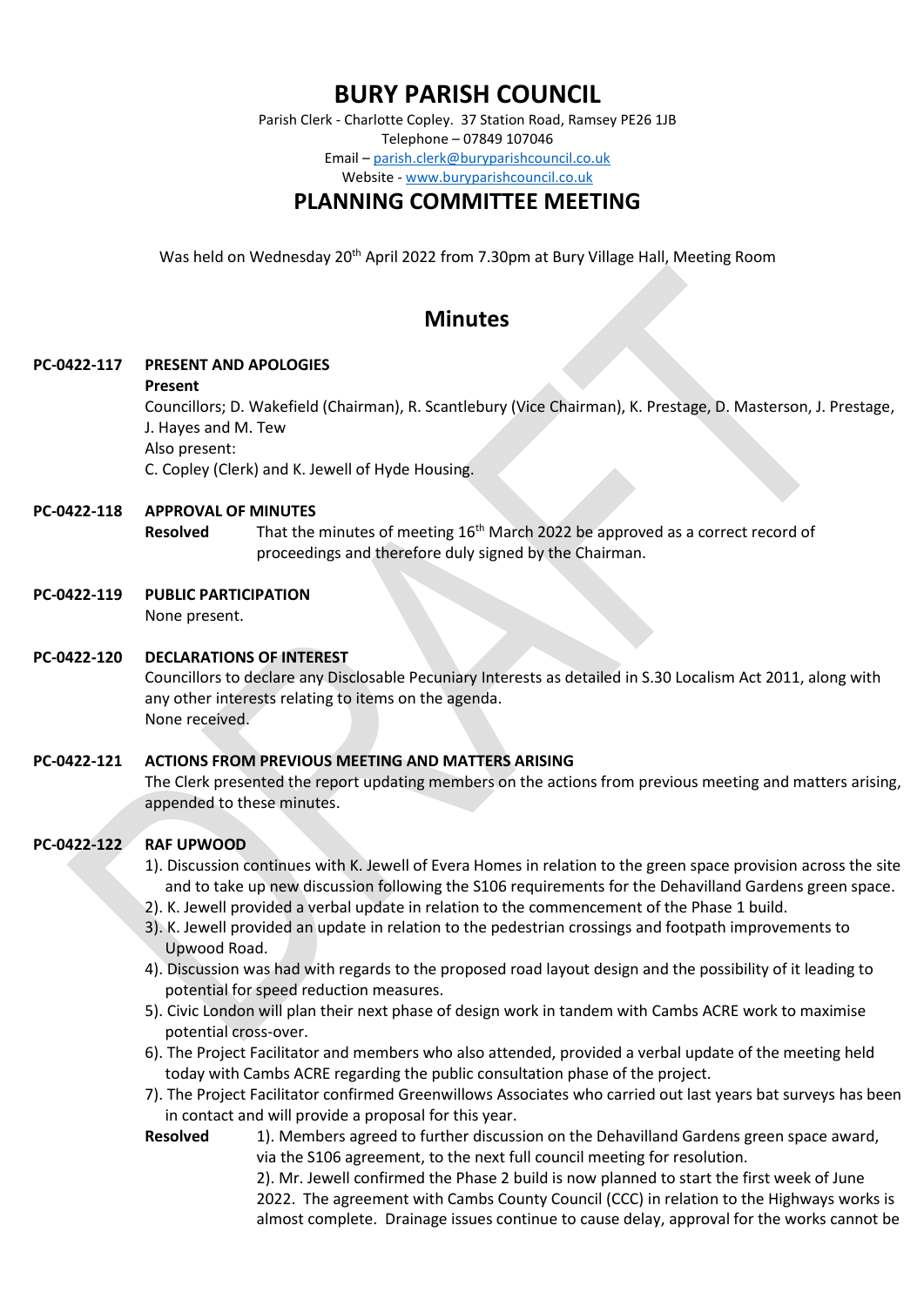# BURY PARISH COUNCIL

Parish Clerk - Charlotte Copley. 37 Station Road, Ramsey PE26 1JB
Telephone – 07849 107046
Email – parish.clerk@buryparishcouncil.co.uk
Website - www.buryparishcouncil.co.uk

## PLANNING COMMITTEE MEETING

Was held on Wednesday 20th April 2022 from 7.30pm at Bury Village Hall, Meeting Room

## Minutes

**PC-0422-117 PRESENT AND APOLOGIES**

**Present**

Councillors; D. Wakefield (Chairman), R. Scantlebury (Vice Chairman), K. Prestage, D. Masterson, J. Prestage, J. Hayes and M. Tew

Also present:

C. Copley (Clerk) and K. Jewell of Hyde Housing.

**PC-0422-118 APPROVAL OF MINUTES**

**Resolved** That the minutes of meeting 16th March 2022 be approved as a correct record of proceedings and therefore duly signed by the Chairman.

**PC-0422-119 PUBLIC PARTICIPATION**

None present.

**PC-0422-120 DECLARATIONS OF INTEREST**

Councillors to declare any Disclosable Pecuniary Interests as detailed in S.30 Localism Act 2011, along with any other interests relating to items on the agenda.

None received.

**PC-0422-121 ACTIONS FROM PREVIOUS MEETING AND MATTERS ARISING**

The Clerk presented the report updating members on the actions from previous meeting and matters arising, appended to these minutes.

**PC-0422-122 RAF UPWOOD**

1). Discussion continues with K. Jewell of Evera Homes in relation to the green space provision across the site and to take up new discussion following the S106 requirements for the Dehavilland Gardens green space.
2). K. Jewell provided a verbal update in relation to the commencement of the Phase 1 build.
3). K. Jewell provided an update in relation to the pedestrian crossings and footpath improvements to Upwood Road.
4). Discussion was had with regards to the proposed road layout design and the possibility of it leading to potential for speed reduction measures.
5). Civic London will plan their next phase of design work in tandem with Cambs ACRE work to maximise potential cross-over.
6). The Project Facilitator and members who also attended, provided a verbal update of the meeting held today with Cambs ACRE regarding the public consultation phase of the project.
7). The Project Facilitator confirmed Greenwillows Associates who carried out last years bat surveys has been in contact and will provide a proposal for this year.

**Resolved** 1). Members agreed to further discussion on the Dehavilland Gardens green space award, via the S106 agreement, to the next full council meeting for resolution.

2). Mr. Jewell confirmed the Phase 2 build is now planned to start the first week of June 2022. The agreement with Cambs County Council (CCC) in relation to the Highways works is almost complete. Drainage issues continue to cause delay, approval for the works cannot be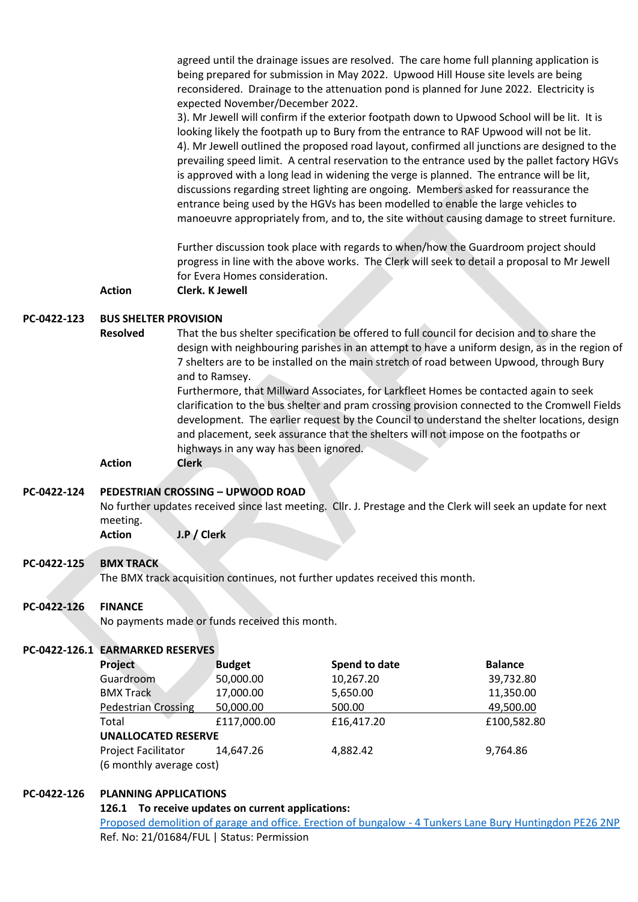agreed until the drainage issues are resolved. The care home full planning application is being prepared for submission in May 2022. Upwood Hill House site levels are being reconsidered. Drainage to the attenuation pond is planned for June 2022. Electricity is expected November/December 2022.

3). Mr Jewell will confirm if the exterior footpath down to Upwood School will be lit. It is looking likely the footpath up to Bury from the entrance to RAF Upwood will not be lit.

4). Mr Jewell outlined the proposed road layout, confirmed all junctions are designed to the prevailing speed limit. A central reservation to the entrance used by the pallet factory HGVs is approved with a long lead in widening the verge is planned. The entrance will be lit, discussions regarding street lighting are ongoing. Members asked for reassurance the entrance being used by the HGVs has been modelled to enable the large vehicles to manoeuvre appropriately from, and to, the site without causing damage to street furniture.

Further discussion took place with regards to when/how the Guardroom project should progress in line with the above works. The Clerk will seek to detail a proposal to Mr Jewell for Evera Homes consideration.

**Action** **Clerk. K Jewell**

**PC-0422-123 BUS SHELTER PROVISION**

**Resolved** That the bus shelter specification be offered to full council for decision and to share the design with neighbouring parishes in an attempt to have a uniform design, as in the region of 7 shelters are to be installed on the main stretch of road between Upwood, through Bury and to Ramsey.

Furthermore, that Millward Associates, for Larkfleet Homes be contacted again to seek clarification to the bus shelter and pram crossing provision connected to the Cromwell Fields development. The earlier request by the Council to understand the shelter locations, design and placement, seek assurance that the shelters will not impose on the footpaths or highways in any way has been ignored.

**Action** **Clerk**

**PC-0422-124 PEDESTRIAN CROSSING – UPWOOD ROAD**

No further updates received since last meeting. Cllr. J. Prestage and the Clerk will seek an update for next meeting.

**Action** **J.P / Clerk**

**PC-0422-125 BMX TRACK**

The BMX track acquisition continues, not further updates received this month.

**PC-0422-126 FINANCE**

No payments made or funds received this month.

**PC-0422-126.1 EARMARKED RESERVES**

| **Project** | **Budget** | **Spend to date** | **Balance** |
|---|---|---|---|
| Guardroom | 50,000.00 | 10,267.20 | 39,732.80 |
| BMX Track | 17,000.00 | 5,650.00 | 11,350.00 |
| Pedestrian Crossing | 50,000.00 | 500.00 | 49,500.00 |
| Total | £117,000.00 | £16,417.20 | £100,582.80 |
| **UNALLOCATED RESERVE** | | | |
| Project Facilitator (6 monthly average cost) | 14,647.26 | 4,882.42 | 9,764.86 |

**PC-0422-126 PLANNING APPLICATIONS**

**126.1 To receive updates on current applications:**

Proposed demolition of garage and office. Erection of bungalow - 4 Tunkers Lane Bury Huntingdon PE26 2NP

Ref. No: 21/01684/FUL | Status: Permission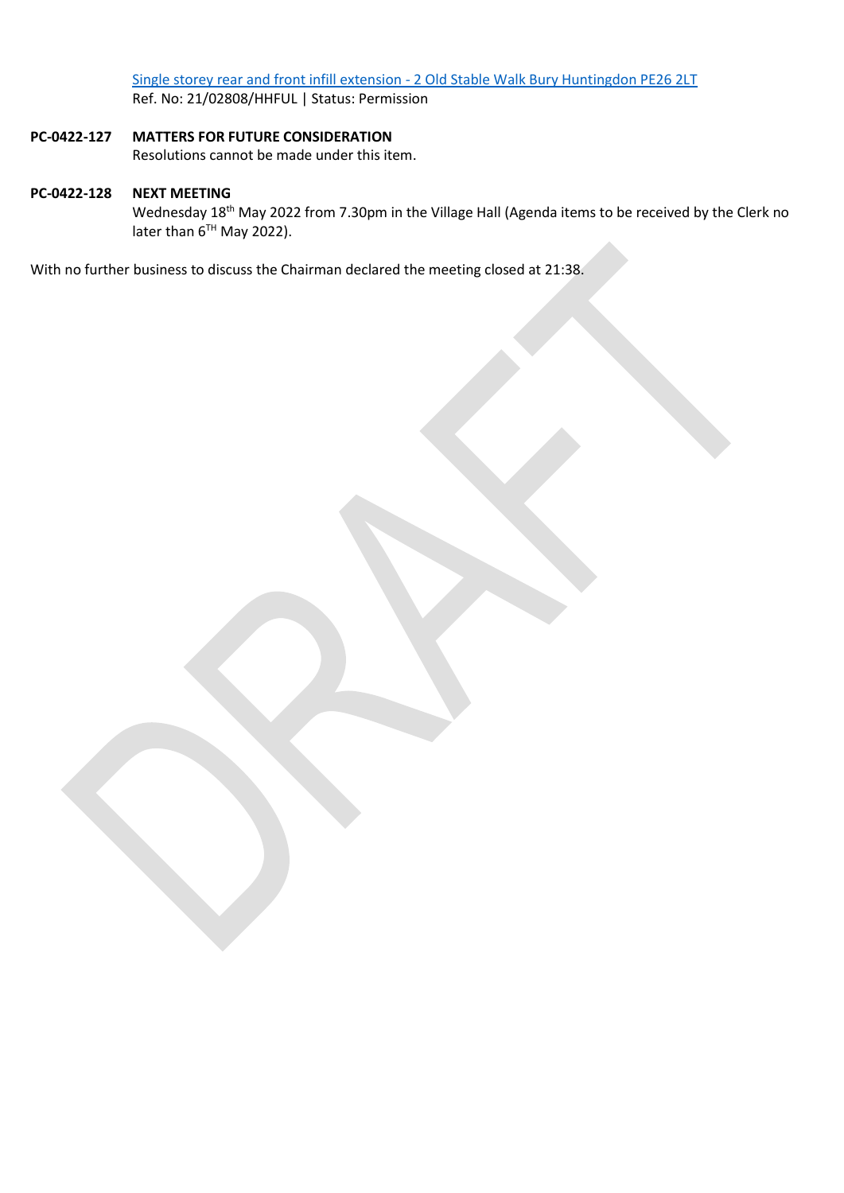Single storey rear and front infill extension - 2 Old Stable Walk Bury Huntingdon PE26 2LT
Ref. No: 21/02808/HHFUL | Status: Permission

**PC-0422-127 MATTERS FOR FUTURE CONSIDERATION**
Resolutions cannot be made under this item.

**PC-0422-128 NEXT MEETING**
Wednesday 18th May 2022 from 7.30pm in the Village Hall (Agenda items to be received by the Clerk no later than 6TH May 2022).

With no further business to discuss the Chairman declared the meeting closed at 21:38.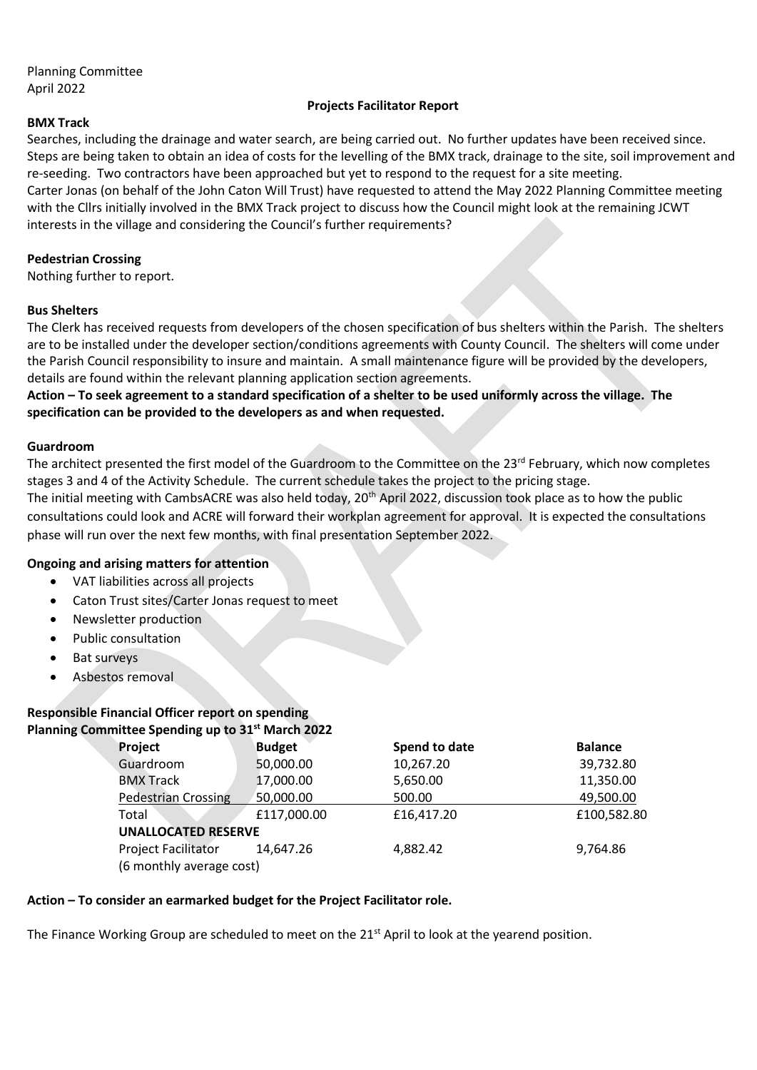Planning Committee
April 2022

**Projects Facilitator Report**

**BMX Track**

Searches, including the drainage and water search, are being carried out. No further updates have been received since. Steps are being taken to obtain an idea of costs for the levelling of the BMX track, drainage to the site, soil improvement and re-seeding. Two contractors have been approached but yet to respond to the request for a site meeting.
Carter Jonas (on behalf of the John Caton Will Trust) have requested to attend the May 2022 Planning Committee meeting with the Cllrs initially involved in the BMX Track project to discuss how the Council might look at the remaining JCWT interests in the village and considering the Council's further requirements?

**Pedestrian Crossing**

Nothing further to report.

**Bus Shelters**

The Clerk has received requests from developers of the chosen specification of bus shelters within the Parish. The shelters are to be installed under the developer section/conditions agreements with County Council. The shelters will come under the Parish Council responsibility to insure and maintain. A small maintenance figure will be provided by the developers, details are found within the relevant planning application section agreements.

**Action – To seek agreement to a standard specification of a shelter to be used uniformly across the village. The specification can be provided to the developers as and when requested.**

**Guardroom**

The architect presented the first model of the Guardroom to the Committee on the 23rd February, which now completes stages 3 and 4 of the Activity Schedule. The current schedule takes the project to the pricing stage.
The initial meeting with CambsACRE was also held today, 20th April 2022, discussion took place as to how the public consultations could look and ACRE will forward their workplan agreement for approval. It is expected the consultations phase will run over the next few months, with final presentation September 2022.

**Ongoing and arising matters for attention**

- VAT liabilities across all projects
- Caton Trust sites/Carter Jonas request to meet
- Newsletter production
- Public consultation
- Bat surveys
- Asbestos removal

**Responsible Financial Officer report on spending**
**Planning Committee Spending up to 31st March 2022**

| Project | Budget | Spend to date | Balance |
|---|---|---|---|
| Guardroom | 50,000.00 | 10,267.20 | 39,732.80 |
| BMX Track | 17,000.00 | 5,650.00 | 11,350.00 |
| Pedestrian Crossing | 50,000.00 | 500.00 | 49,500.00 |
| Total | £117,000.00 | £16,417.20 | £100,582.80 |
| **UNALLOCATED RESERVE** | | | |
| Project Facilitator (6 monthly average cost) | 14,647.26 | 4,882.42 | 9,764.86 |

**Action – To consider an earmarked budget for the Project Facilitator role.**

The Finance Working Group are scheduled to meet on the 21st April to look at the yearend position.